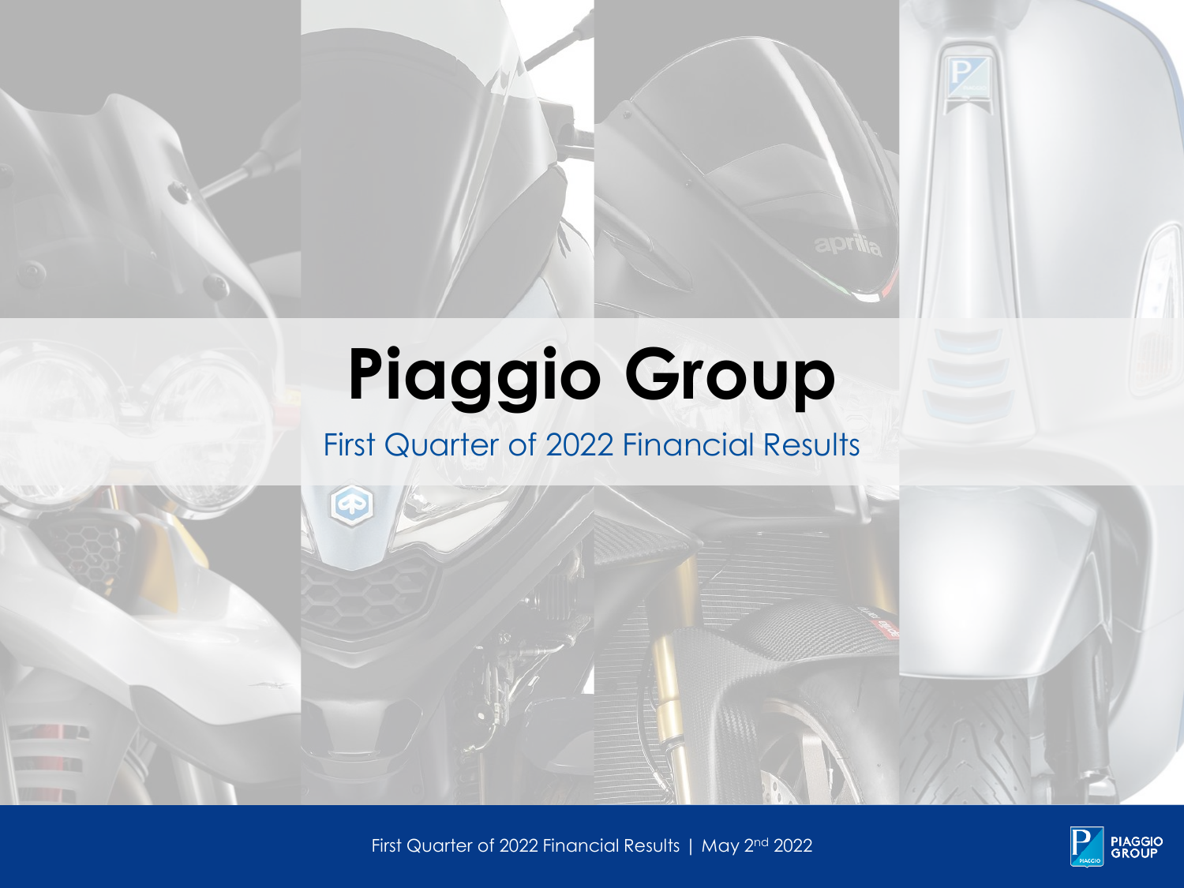# Piaggio Group

## First Quarter of 2022 Financial Results

First Quarter of 2022 Financial Results | May 2nd 2022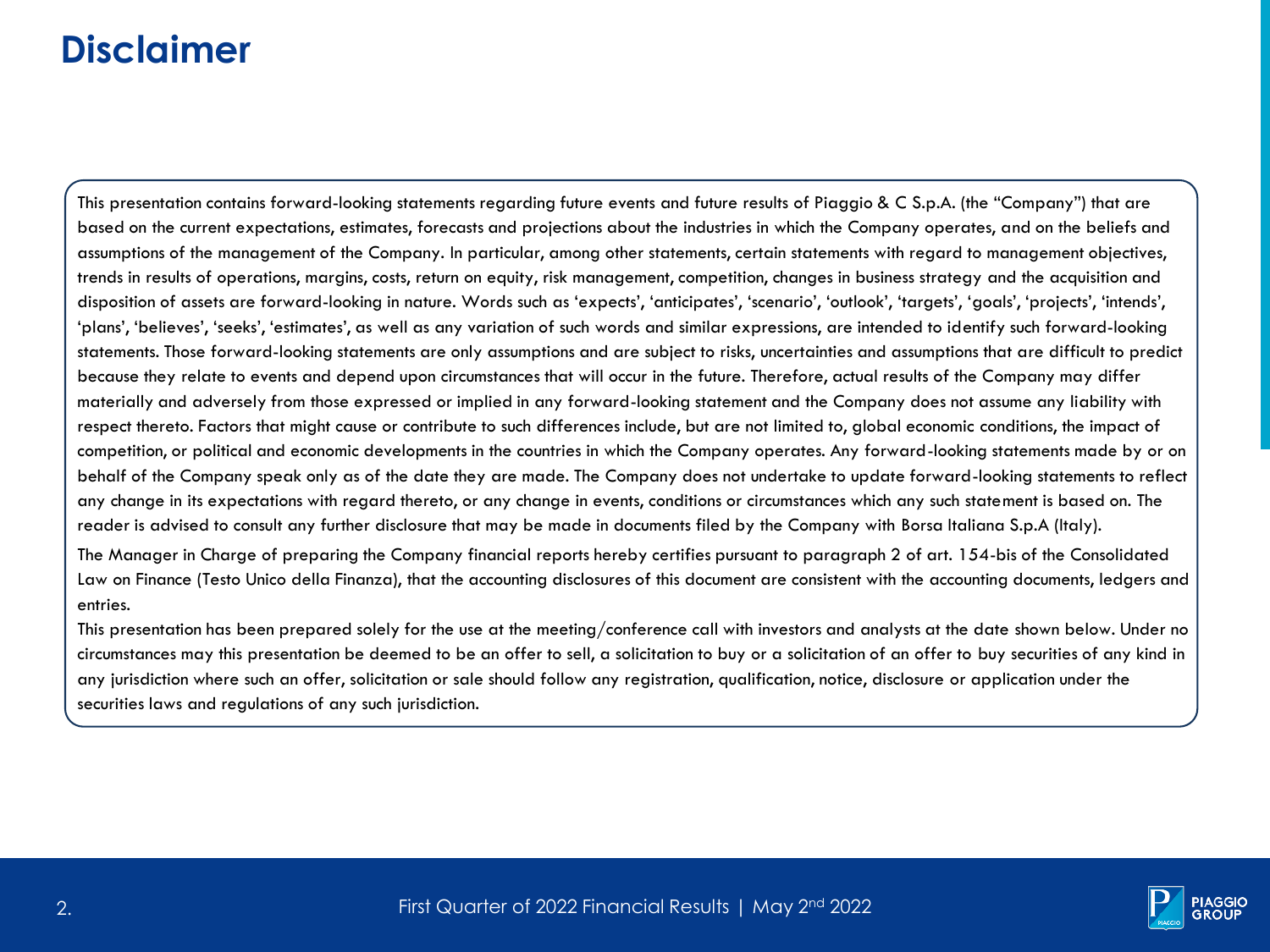# Disclaimer

This presentation contains forward-looking statements regarding future events and future results of Piaggio & C S.p.A. (the "Company") that are based on the current expectations, estimates, forecasts and projections about the industries in which the Company operates, and on the beliefs and assumptions of the management of the Company. In particular, among other statements, certain statements with regard to management objectives, trends in results of operations, margins, costs, return on equity, risk management, competition, changes in business strategy and the acquisition and disposition of assets are forward-looking in nature. Words such as 'expects', 'anticipates', 'scenario', 'outlook', 'targets', 'goals', 'projects', 'intends', 'plans', 'believes', 'seeks', 'estimates', as well as any variation of such words and similar expressions, are intended to identify such forward-looking statements. Those forward-looking statements are only assumptions and are subject to risks, uncertainties and assumptions that are difficult to predict because they relate to events and depend upon circumstances that will occur in the future. Therefore, actual results of the Company may differ materially and adversely from those expressed or implied in any forward-looking statement and the Company does not assume any liability with respect thereto. Factors that might cause or contribute to such differences include, but are not limited to, global economic conditions, the impact of competition, or political and economic developments in the countries in which the Company operates. Any forward-looking statements made by or on behalf of the Company speak only as of the date they are made. The Company does not undertake to update forward-looking statements to reflect any change in its expectations with regard thereto, or any change in events, conditions or circumstances which any such statement is based on. The reader is advised to consult any further disclosure that may be made in documents filed by the Company with Borsa Italiana S.p.A (Italy).

The Manager in Charge of preparing the Company financial reports hereby certifies pursuant to paragraph 2 of art. 154-bis of the Consolidated Law on Finance (Testo Unico della Finanza), that the accounting disclosures of this document are consistent with the accounting documents, ledgers and entries.

This presentation has been prepared solely for the use at the meeting/conference call with investors and analysts at the date shown below. Under no circumstances may this presentation be deemed to be an offer to sell, a solicitation to buy or a solicitation of an offer to buy securities of any kind in any jurisdiction where such an offer, solicitation or sale should follow any registration, qualification, notice, disclosure or application under the securities laws and regulations of any such jurisdiction.

First Quarter of 2022 Financial Results | May 2nd 2022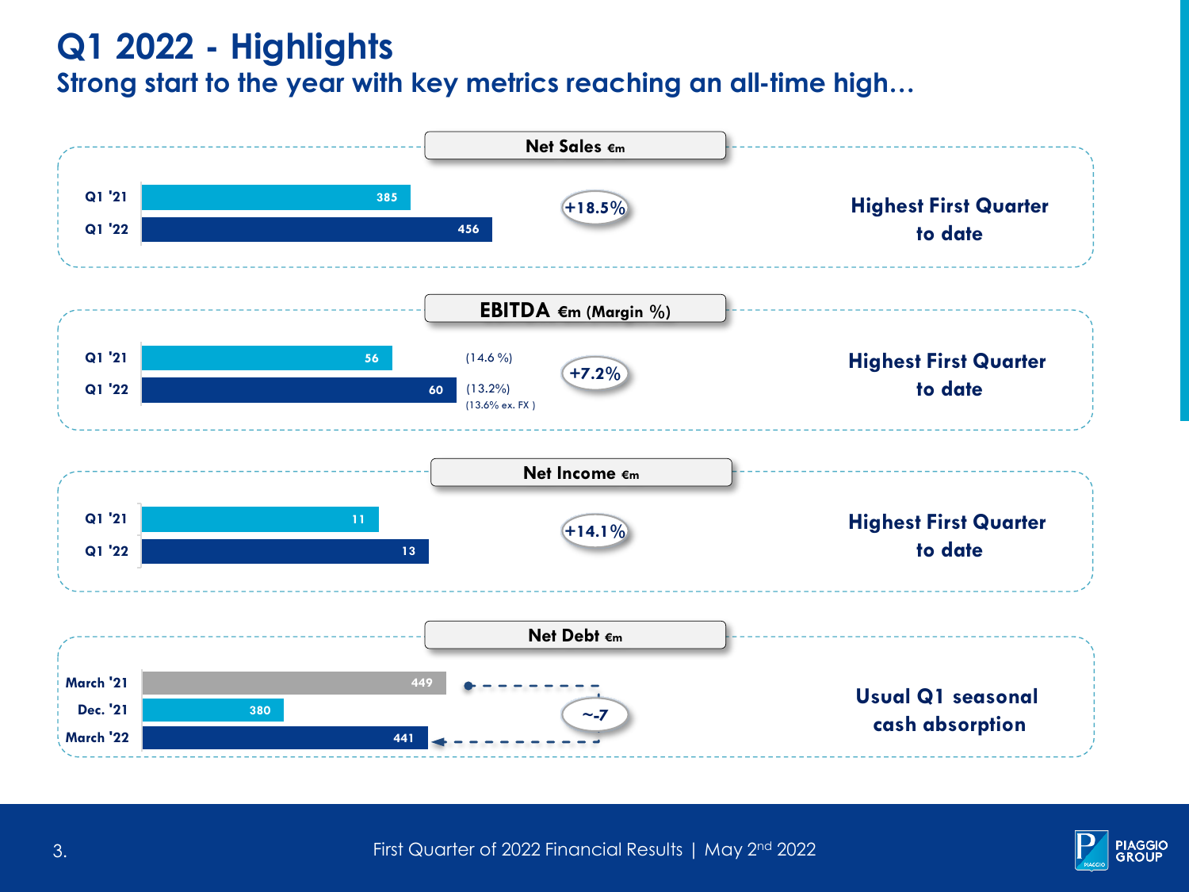# Q1 2022 - Highlights

## Strong start to the year with key metrics reaching an all-time high…

### Net Sales €m

| | Net Sales €m |
|---|---|
| Q1 '21 | 385 |
| Q1 '22 | 456 |

+18.5%

**Highest First Quarter to date**

### EBITDA €m (Margin %)

| | EBITDA €m | Margin % |
|---|---|---|
| Q1 '21 | 56 | (14.6 %) |
| Q1 '22 | 60 | (13.2%) (13.6% ex. FX ) |

+7.2%

**Highest First Quarter to date**

### Net Income €m

| | Net Income €m |
|---|---|
| Q1 '21 | 11 |
| Q1 '22 | 13 |

+14.1%

**Highest First Quarter to date**

### Net Debt €m

| | Net Debt €m |
|---|---|
| March '21 | 449 |
| Dec. '21 | 380 |
| March '22 | 441 |

~-7

**Usual Q1 seasonal cash absorption**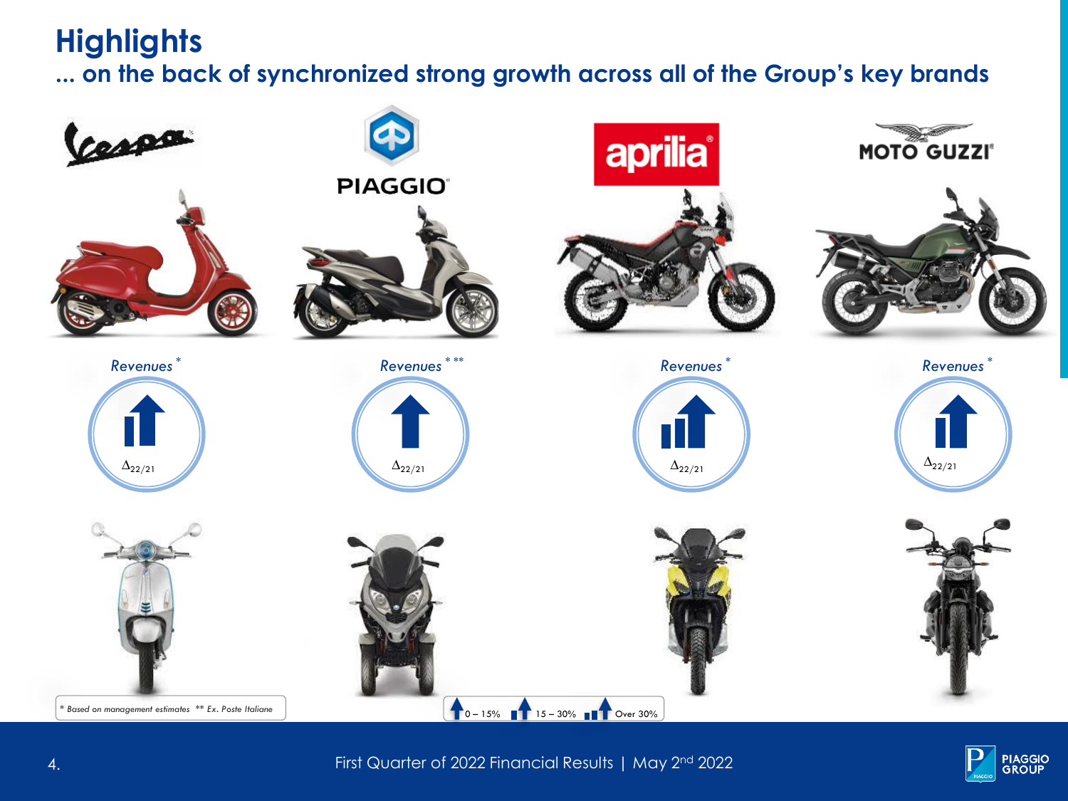# Highlights

## ... on the back of synchronized strong growth across all of the Group's key brands

| Vespa | Piaggio | Aprilia | Moto Guzzi |
|---|---|---|---|
| *Revenues* * | *Revenues* * ** | *Revenues* * | *Revenues* * |
| $\Delta_{22/21}$ | $\Delta_{22/21}$ | $\Delta_{22/21}$ | $\Delta_{22/21}$ |

\* *Based on management estimates* \*\* *Ex. Poste Italiane*

0 – 15% | 15 – 30% | Over 30%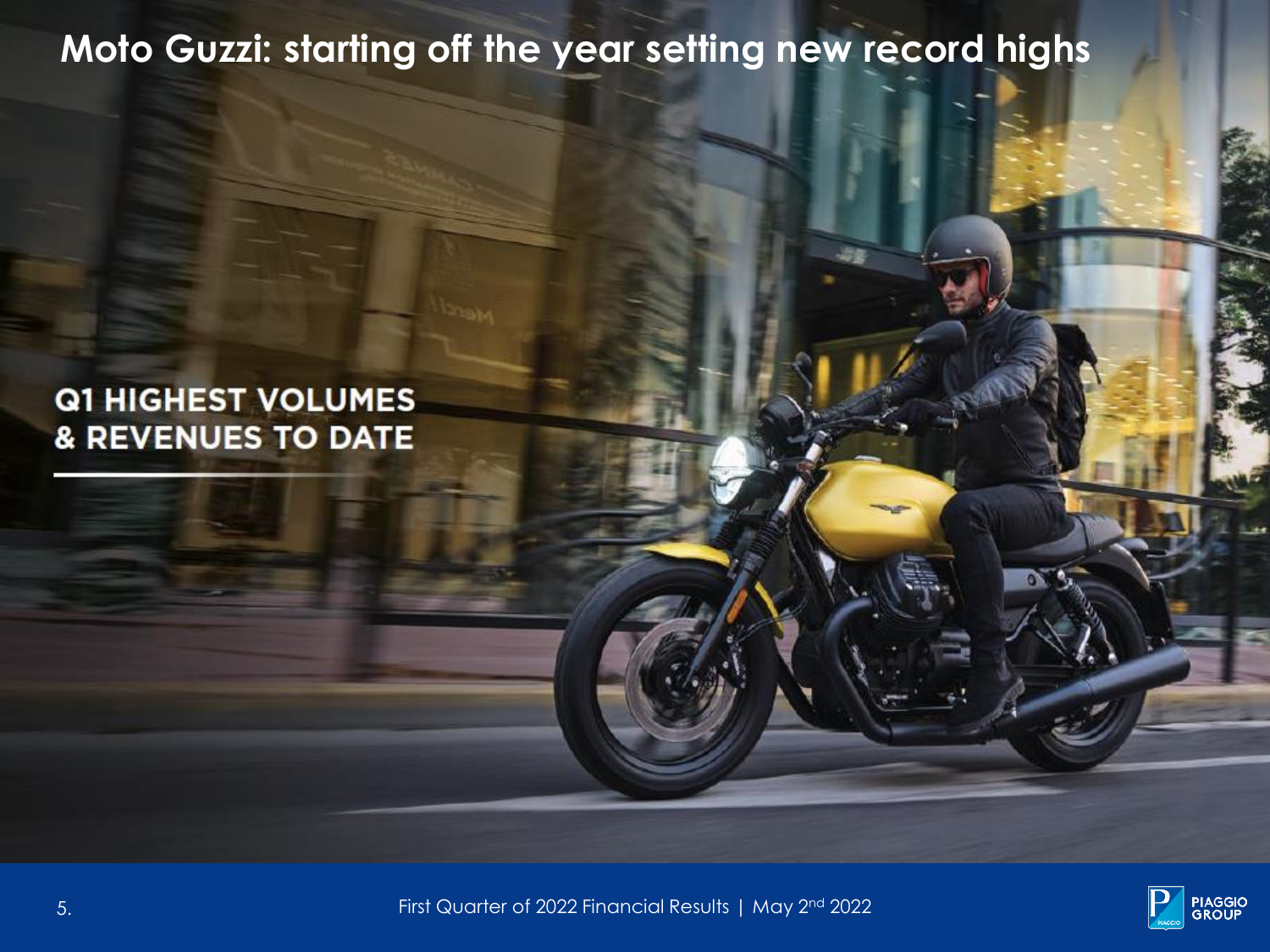# Moto Guzzi: starting off the year setting new record highs

**Q1 HIGHEST VOLUMES & REVENUES TO DATE**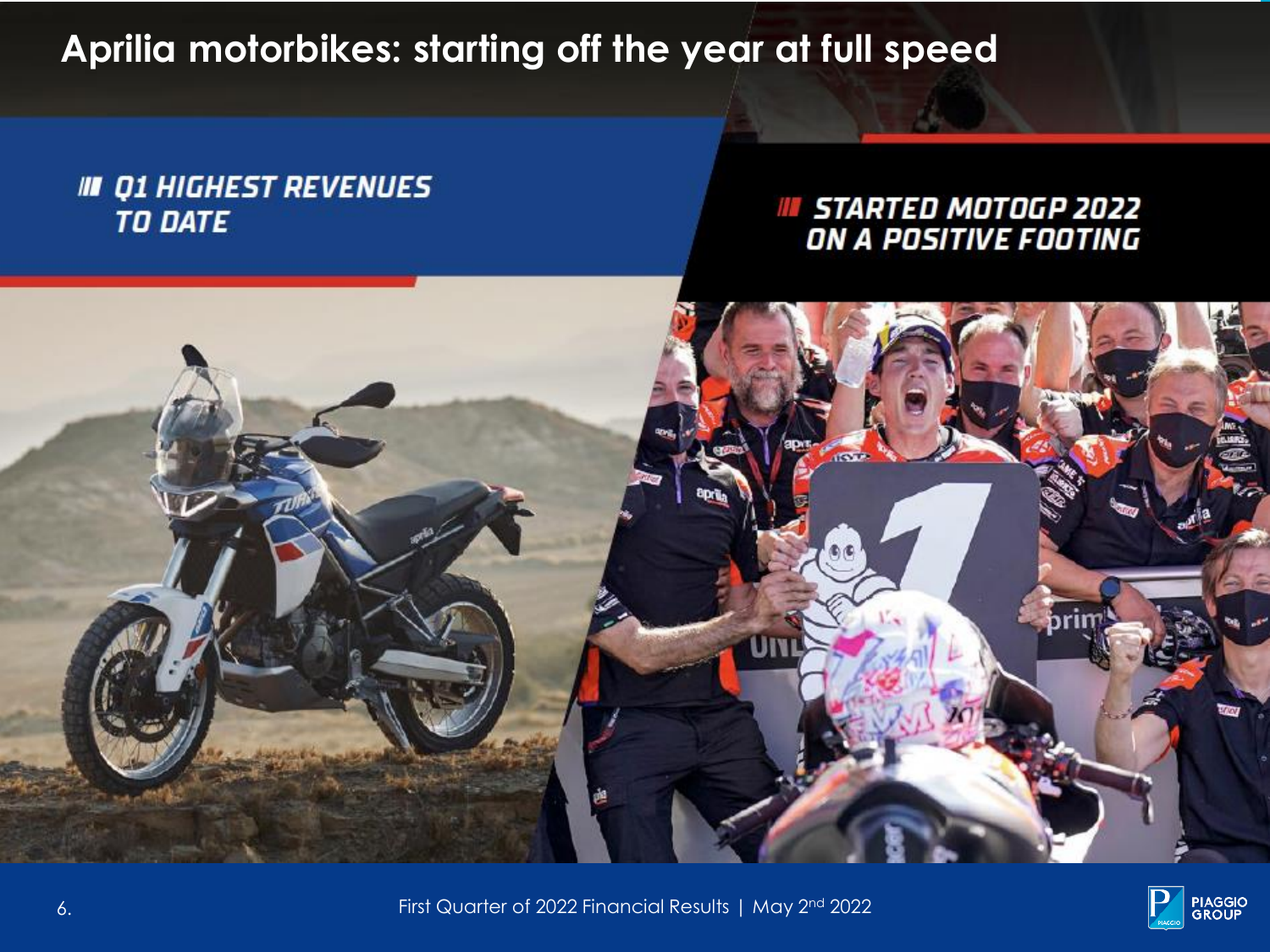# Aprilia motorbikes: starting off the year at full speed

**Q1 HIGHEST REVENUES TO DATE**

**STARTED MOTOGP 2022 ON A POSITIVE FOOTING**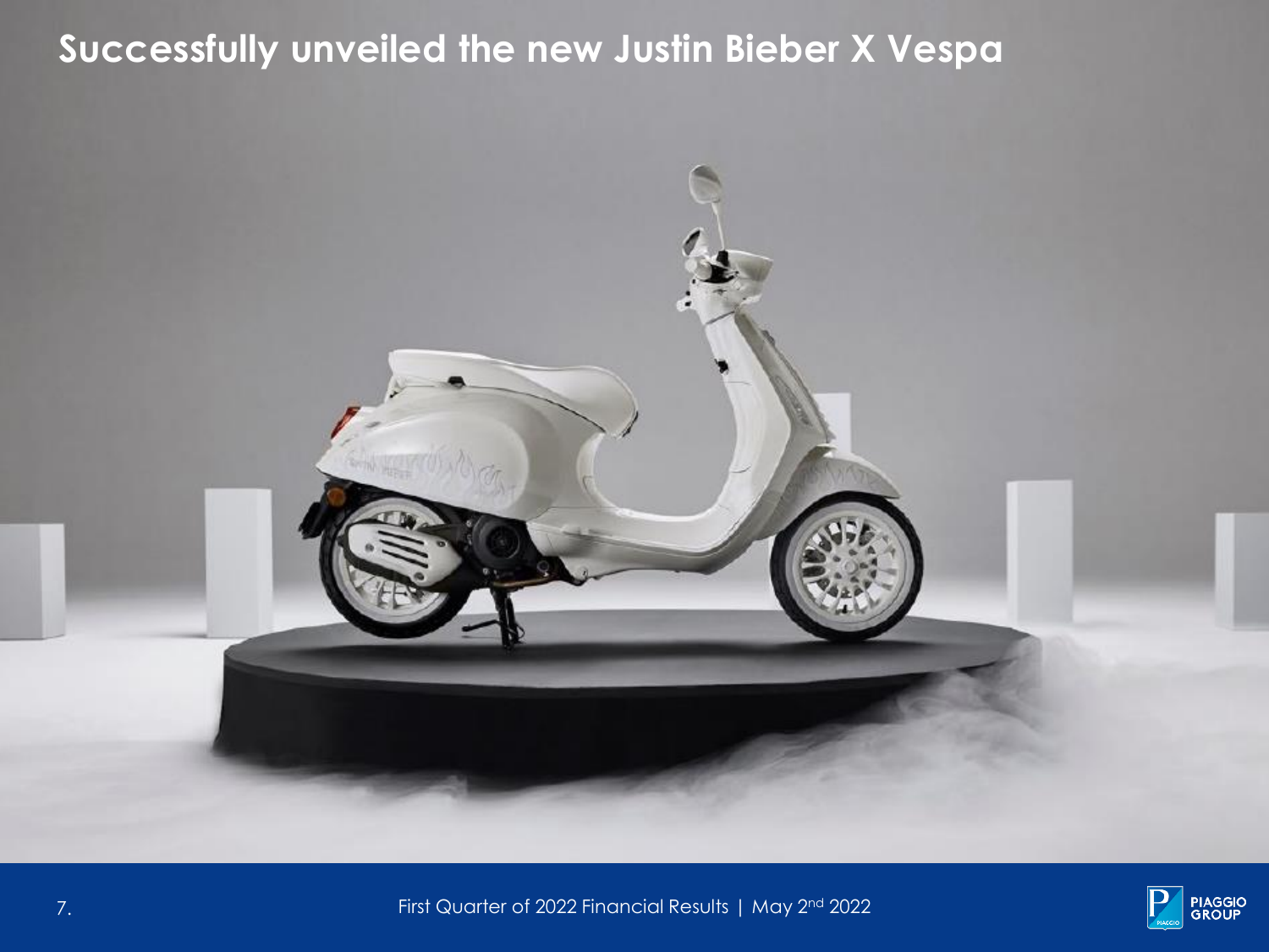# Successfully unveiled the new Justin Bieber X Vespa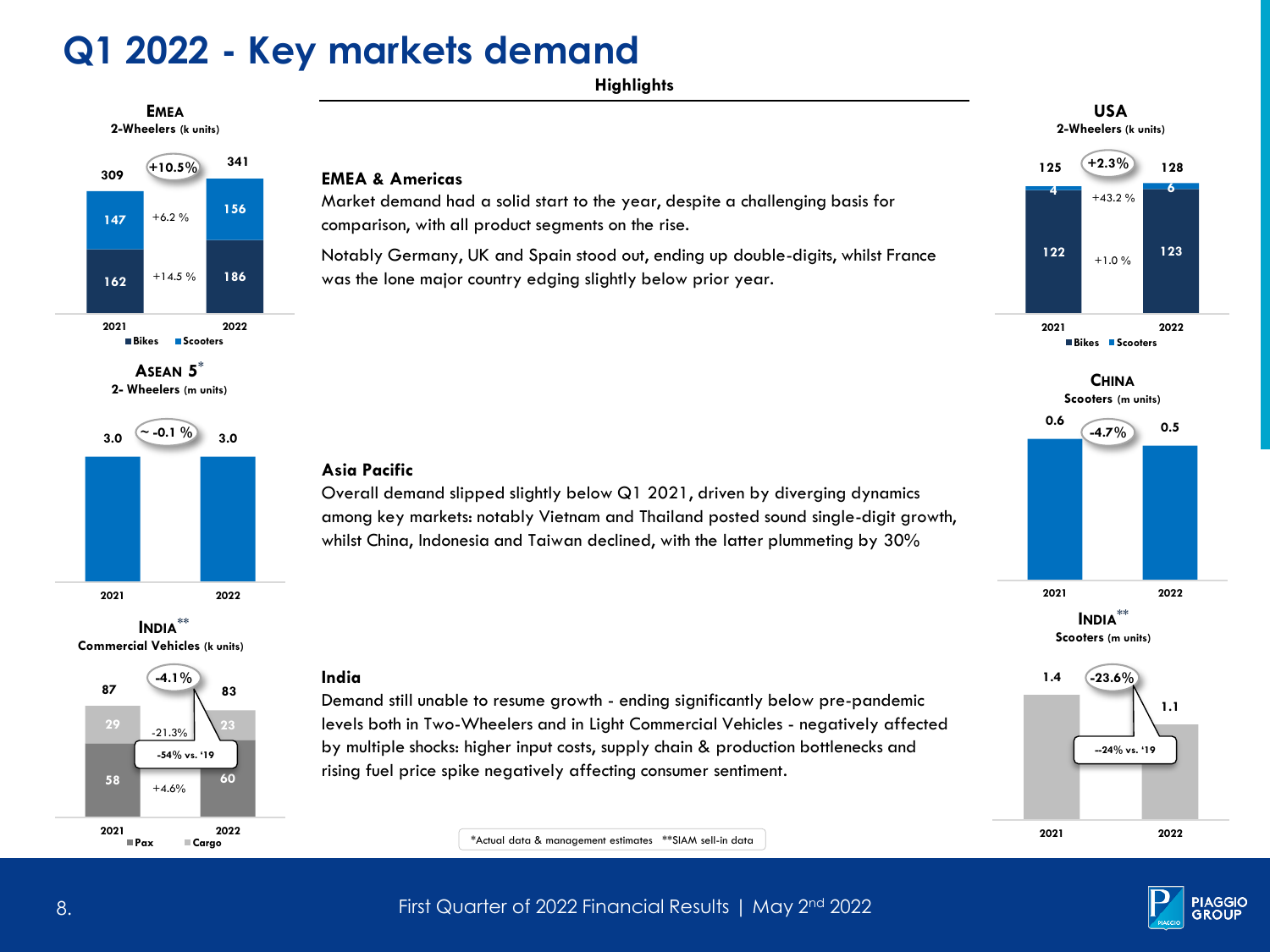# Q1 2022 - Key markets demand

## Highlights

**EMEA 2-Wheelers (k units)**

| | 2021 | 2022 | Change |
|---|---|---|---|
| Scooters | 147 | 156 | +6.2 % |
| Bikes | 162 | 186 | +14.5 % |
| Total | 309 | 341 | +10.5% |

**USA 2-Wheelers (k units)**

| | 2021 | 2022 | Change |
|---|---|---|---|
| Scooters | 4 | 6 | +43.2 % |
| Bikes | 122 | 123 | +1.0 % |
| Total | 125 | 128 | +2.3% |

### EMEA & Americas

Market demand had a solid start to the year, despite a challenging basis for comparison, with all product segments on the rise.

Notably Germany, UK and Spain stood out, ending up double-digits, whilst France was the lone major country edging slightly below prior year.

**ASEAN 5* 2- Wheelers (m units)**

| 2021 | 2022 | Change |
|---|---|---|
| 3.0 | 3.0 | ~ -0.1 % |

**CHINA Scooters (m units)**

| 2021 | 2022 | Change |
|---|---|---|
| 0.6 | 0.5 | -4.7% |

### Asia Pacific

Overall demand slipped slightly below Q1 2021, driven by diverging dynamics among key markets: notably Vietnam and Thailand posted sound single-digit growth, whilst China, Indonesia and Taiwan declined, with the latter plummeting by 30%

**INDIA** Commercial Vehicles (k units)**

| | 2021 | 2022 | Change |
|---|---|---|---|
| Cargo | 29 | 23 | -21.3% |
| Pax | 58 | 60 | +4.6% |
| Total | 87 | 83 | -4.1% (-54% vs. '19) |

**INDIA** Scooters (m units)**

| 2021 | 2022 | Change |
|---|---|---|
| 1.4 | 1.1 | -23.6% (--24% vs. '19) |

### India

Demand still unable to resume growth - ending significantly below pre-pandemic levels both in Two-Wheelers and in Light Commercial Vehicles - negatively affected by multiple shocks: higher input costs, supply chain & production bottlenecks and rising fuel price spike negatively affecting consumer sentiment.

*Actual data & management estimates **SIAM sell-in data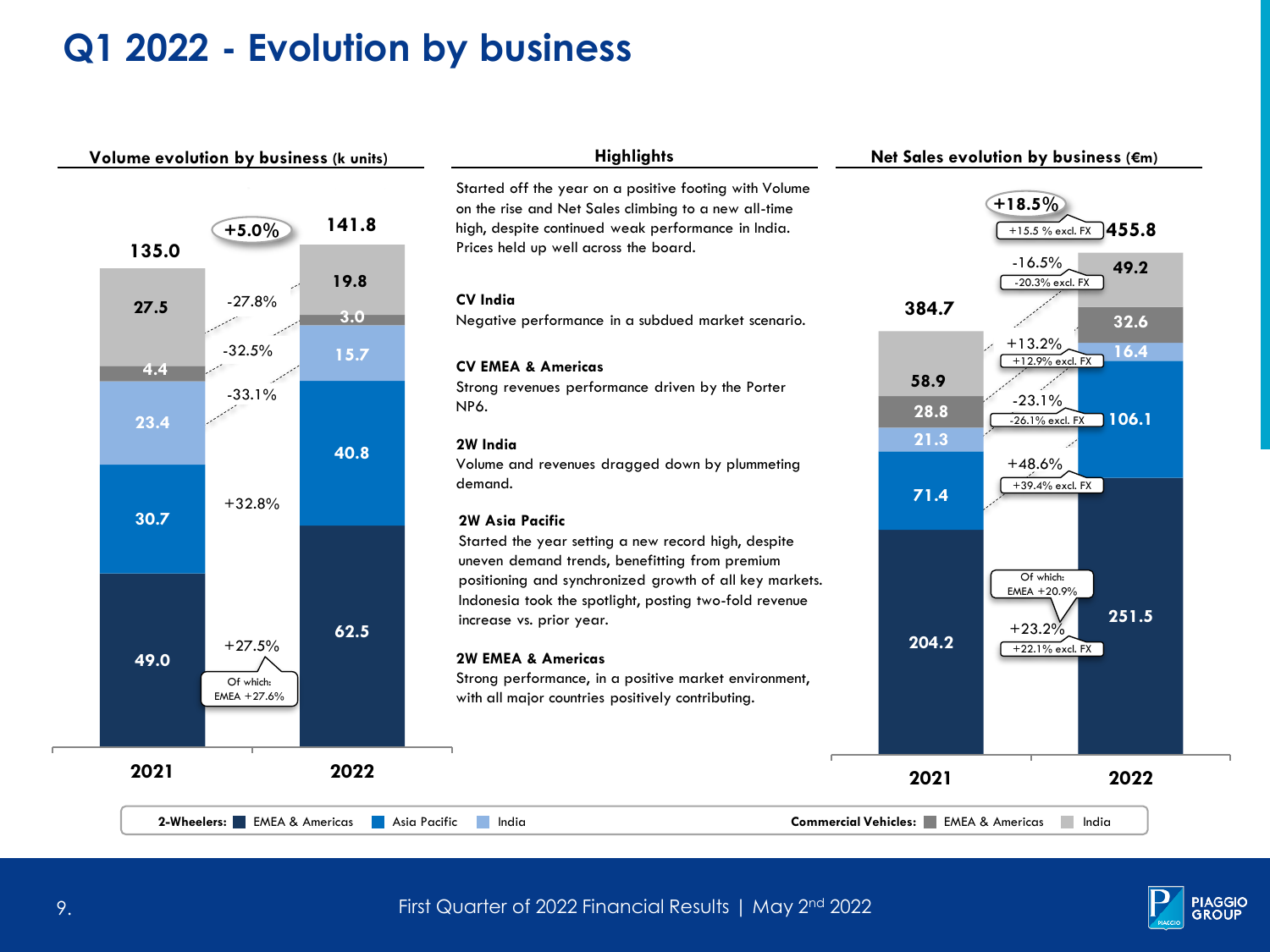# Q1 2022 - Evolution by business

## Volume evolution by business (k units)

| | 2021 | 2022 | Change |
|---|---|---|---|
| CV India | 27.5 | 19.8 | -27.8% |
| CV EMEA & Americas | 4.4 | 3.0 | -32.5% |
| 2W India | 23.4 | 15.7 | -33.1% |
| 2W Asia Pacific | 30.7 | 40.8 | +32.8% |
| 2W EMEA & Americas | 49.0 | 62.5 | +27.5% (Of which: EMEA +27.6%) |
| **Total** | **135.0** | **141.8** | **+5.0%** |

## Highlights

Started off the year on a positive footing with Volume on the rise and Net Sales climbing to a new all-time high, despite continued weak performance in India. Prices held up well across the board.

**CV India**
Negative performance in a subdued market scenario.

**CV EMEA & Americas**
Strong revenues performance driven by the Porter NP6.

**2W India**
Volume and revenues dragged down by plummeting demand.

**2W Asia Pacific**
Started the year setting a new record high, despite uneven demand trends, benefitting from premium positioning and synchronized growth of all key markets. Indonesia took the spotlight, posting two-fold revenue increase vs. prior year.

**2W EMEA & Americas**
Strong performance, in a positive market environment, with all major countries positively contributing.

## Net Sales evolution by business (€m)

| | 2021 | 2022 | Change |
|---|---|---|---|
| CV India | 58.9 | 49.2 | -16.5% (-20.3% excl. FX) |
| CV EMEA & Americas | 28.8 | 32.6 | +13.2% (+12.9% excl. FX) |
| 2W India | 21.3 | 16.4 | -23.1% (-26.1% excl. FX) |
| 2W Asia Pacific | 71.4 | 106.1 | +48.6% (+39.4% excl. FX) |
| 2W EMEA & Americas | 204.2 | 251.5 | +23.2% (+22.1% excl. FX) (Of which: EMEA +20.9%) |
| **Total** | **384.7** | **455.8** | **+18.5% (+15.5 % excl. FX)** |

**2-Wheelers:** EMEA & Americas, Asia Pacific, India — **Commercial Vehicles:** EMEA & Americas, India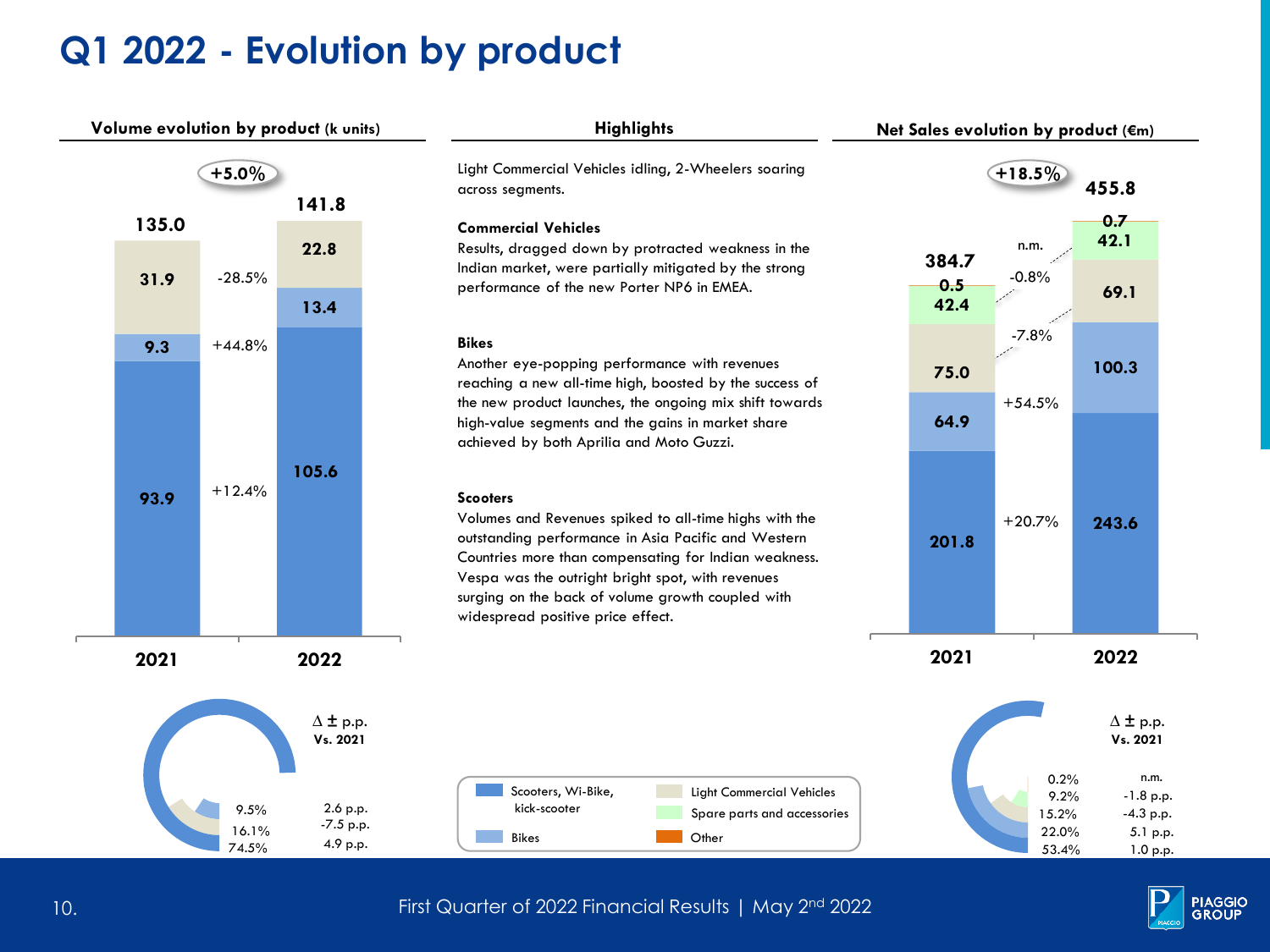# Q1 2022 - Evolution by product

## Volume evolution by product (k units)

+5.0%

| | 2021 | Δ | 2022 |
|---|---|---|---|
| Light Commercial Vehicles | 31.9 | -28.5% | 22.8 |
| Bikes | 9.3 | +44.8% | 13.4 |
| Scooters, Wi-Bike, kick-scooter | 93.9 | +12.4% | 105.6 |
| **Total** | **135.0** | | **141.8** |

| Share 2022 | Δ ± p.p. Vs. 2021 |
|---|---|
| 9.5% | 2.6 p.p. |
| 16.1% | -7.5 p.p. |
| 74.5% | 4.9 p.p. |

## Highlights

Light Commercial Vehicles idling, 2-Wheelers soaring across segments.

**Commercial Vehicles**
Results, dragged down by protracted weakness in the Indian market, were partially mitigated by the strong performance of the new Porter NP6 in EMEA.

**Bikes**
Another eye-popping performance with revenues reaching a new all-time high, boosted by the success of the new product launches, the ongoing mix shift towards high-value segments and the gains in market share achieved by both Aprilia and Moto Guzzi.

**Scooters**
Volumes and Revenues spiked to all-time highs with the outstanding performance in Asia Pacific and Western Countries more than compensating for Indian weakness. Vespa was the outright bright spot, with revenues surging on the back of volume growth coupled with widespread positive price effect.

## Net Sales evolution by product (€m)

+18.5%

| | 2021 | Δ | 2022 |
|---|---|---|---|
| Other | 0.5 | n.m. | 0.7 |
| Spare parts and accessories | 42.4 | -0.8% | 42.1 |
| Light Commercial Vehicles | 75.0 | -7.8% | 69.1 |
| Bikes | 64.9 | +54.5% | 100.3 |
| Scooters, Wi-Bike, kick-scooter | 201.8 | +20.7% | 243.6 |
| **Total** | **384.7** | | **455.8** |

| Share 2022 | Δ ± p.p. Vs. 2021 |
|---|---|
| 0.2% | n.m. |
| 9.2% | -1.8 p.p. |
| 15.2% | -4.3 p.p. |
| 22.0% | 5.1 p.p. |
| 53.4% | 1.0 p.p. |

Legend: Scooters, Wi-Bike, kick-scooter; Bikes; Light Commercial Vehicles; Spare parts and accessories; Other

First Quarter of 2022 Financial Results | May 2nd 2022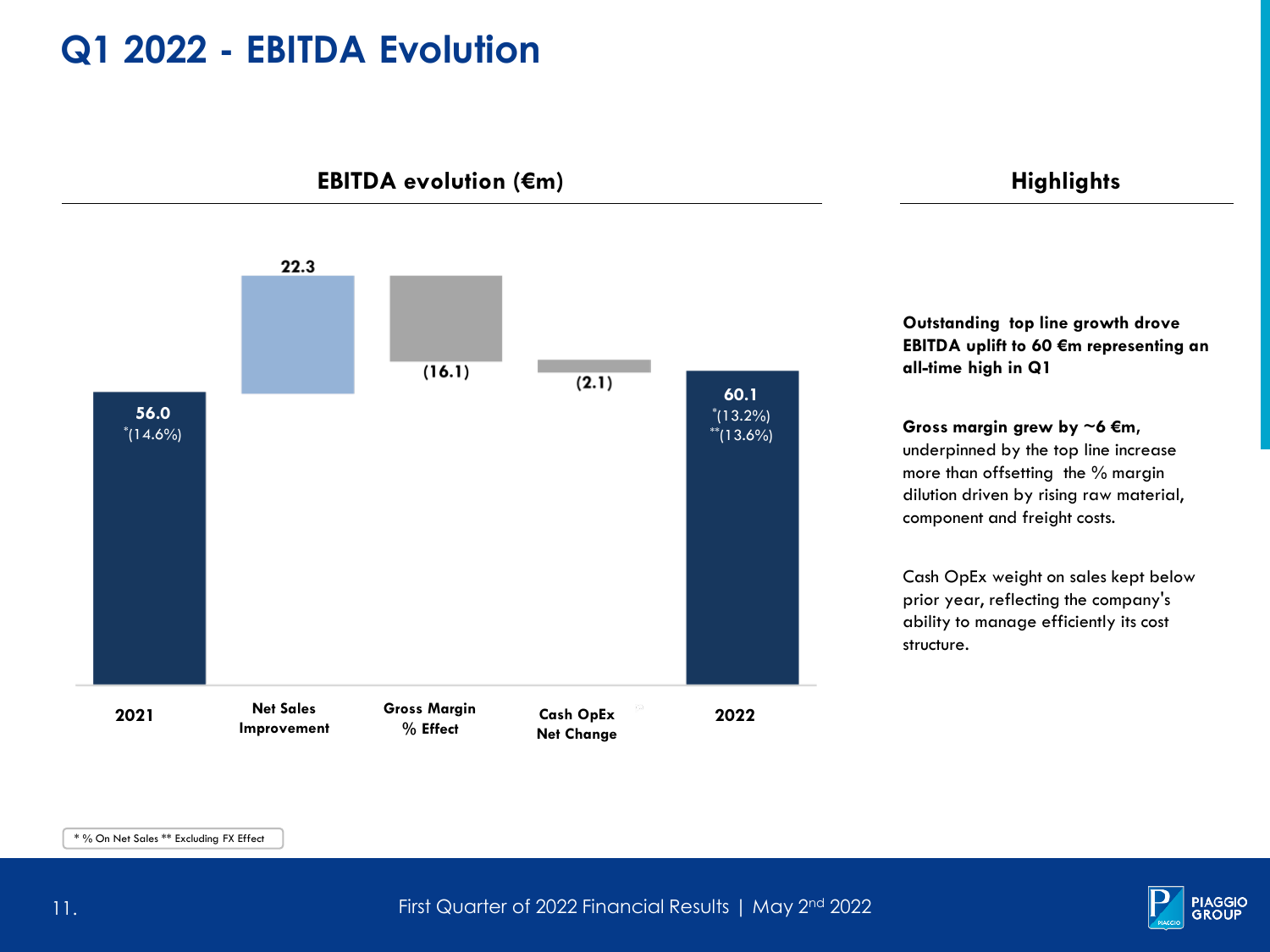# Q1 2022 - EBITDA Evolution

## EBITDA evolution (€m)

| | 2021 | Net Sales Improvement | Gross Margin % Effect | Cash OpEx Net Change | 2022 |
|---|---|---|---|---|---|
| EBITDA (€m) | 56.0 | 22.3 | (16.1) | (2.1) | 60.1 |
| * | (14.6%) | | | | (13.2%) |
| ** | | | | | (13.6%) |

## Highlights

**Outstanding top line growth drove EBITDA uplift to 60 €m representing an all-time high in Q1**

**Gross margin grew by ~6 €m,** underpinned by the top line increase more than offsetting the % margin dilution driven by rising raw material, component and freight costs.

Cash OpEx weight on sales kept below prior year, reflecting the company's ability to manage efficiently its cost structure.

* % On Net Sales ** Excluding FX Effect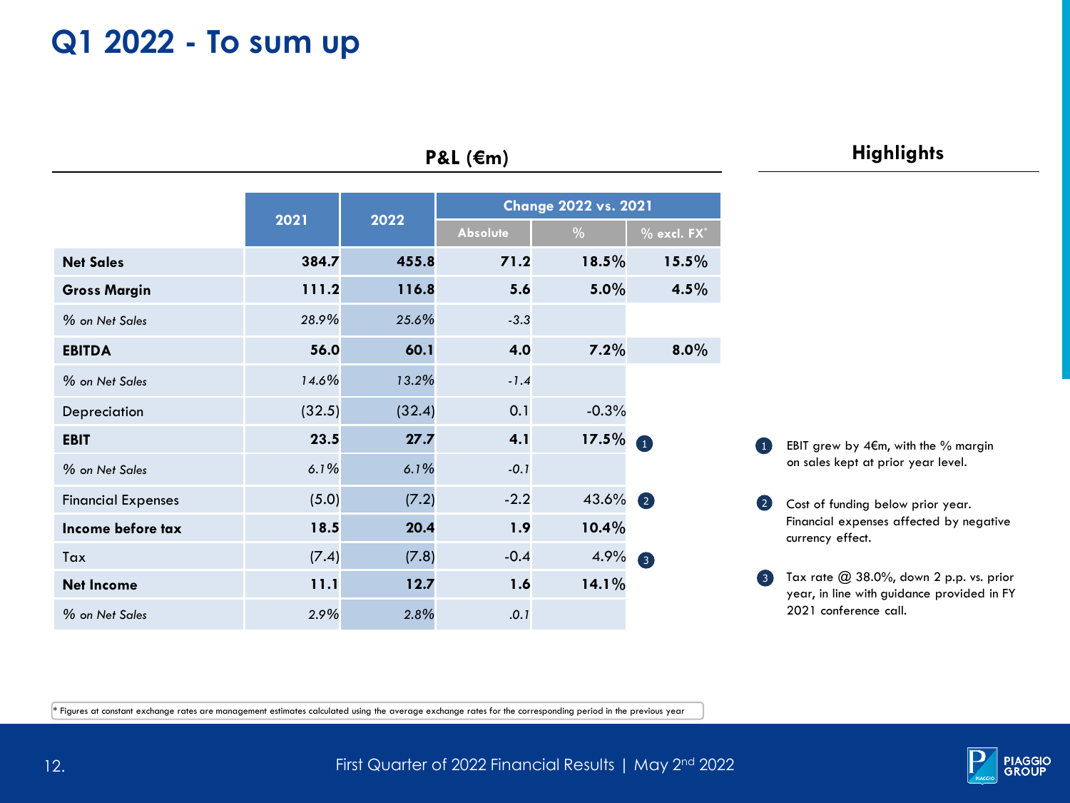# Q1 2022 - To sum up

## P&L (€m)

| | 2021 | 2022 | Change 2022 vs. 2021 | | |
|---|---|---|---|---|---|
| | | | Absolute | % | % excl. FX* |
| **Net Sales** | **384.7** | **455.8** | **71.2** | **18.5%** | **15.5%** |
| **Gross Margin** | **111.2** | **116.8** | **5.6** | **5.0%** | **4.5%** |
| *% on Net Sales* | *28.9%* | *25.6%* | *-3.3* | | |
| **EBITDA** | **56.0** | **60.1** | **4.0** | **7.2%** | **8.0%** |
| *% on Net Sales* | *14.6%* | *13.2%* | *-1.4* | | |
| Depreciation | (32.5) | (32.4) | 0.1 | -0.3% | |
| **EBIT** | **23.5** | **27.7** | **4.1** | **17.5%** | 1 |
| *% on Net Sales* | *6.1%* | *6.1%* | *-0.1* | | |
| Financial Expenses | (5.0) | (7.2) | -2.2 | 43.6% | 2 |
| **Income before tax** | **18.5** | **20.4** | **1.9** | **10.4%** | |
| Tax | (7.4) | (7.8) | -0.4 | 4.9% | 3 |
| **Net Income** | **11.1** | **12.7** | **1.6** | **14.1%** | |
| *% on Net Sales* | *2.9%* | *2.8%* | *.0.1* | | |

## Highlights

1. EBIT grew by 4€m, with the % margin on sales kept at prior year level.
2. Cost of funding below prior year. Financial expenses affected by negative currency effect.
3. Tax rate @ 38.0%, down 2 p.p. vs. prior year, in line with guidance provided in FY 2021 conference call.

\* Figures at constant exchange rates are management estimates calculated using the average exchange rates for the corresponding period in the previous year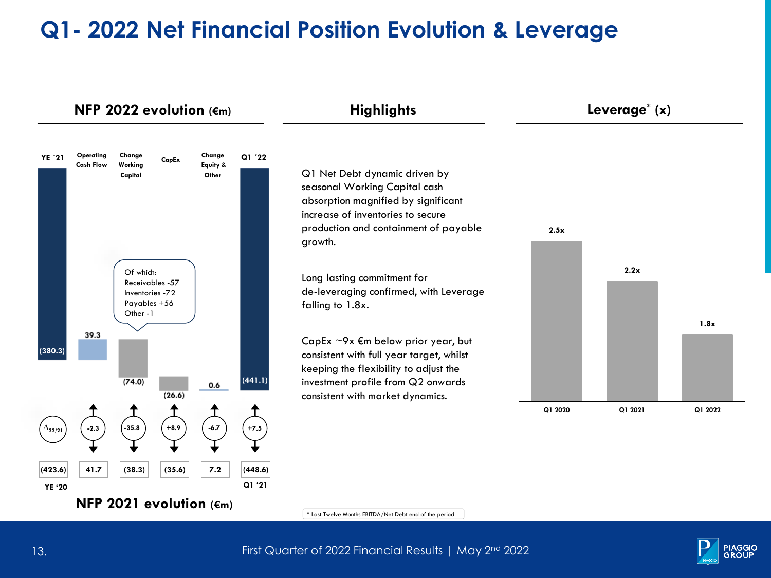# Q1- 2022 Net Financial Position Evolution & Leverage

## NFP 2022 evolution (€m)

| | YE ´21 | Operating Cash Flow | Change Working Capital | CapEx | Change Equity & Other | Q1 ´22 |
|---|---|---|---|---|---|---|
| NFP 2022 evolution (€m) | (380.3) | 39.3 | (74.0) | (26.6) | 0.6 | (441.1) |
| $\Delta_{22/21}$ | | -2.3 | -35.8 | +8.9 | -6.7 | +7.5 |
| NFP 2021 evolution (€m) | (423.6) YE '20 | 41.7 | (38.3) | (35.6) | 7.2 | (448.6) Q1 '21 |

Of which:
- Receivables -57
- Inventories -72
- Payables +56
- Other -1

## Highlights

Q1 Net Debt dynamic driven by seasonal Working Capital cash absorption magnified by significant increase of inventories to secure production and containment of payable growth.

Long lasting commitment for de-leveraging confirmed, with Leverage falling to 1.8x.

CapEx ~9x €m below prior year, but consistent with full year target, whilst keeping the flexibility to adjust the investment profile from Q2 onwards consistent with market dynamics.

## Leverage* (x)

| Q1 2020 | Q1 2021 | Q1 2022 |
|---|---|---|
| 2.5x | 2.2x | 1.8x |

* Last Twelve Months EBITDA/Net Debt end of the period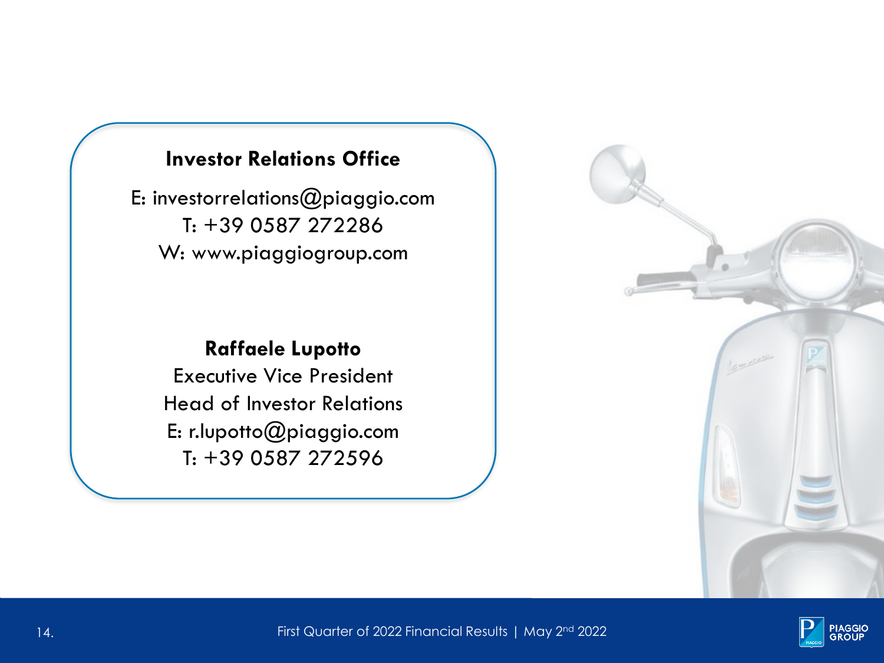**Investor Relations Office**

E: investorrelations@piaggio.com
T: +39 0587 272286
W: www.piaggiogroup.com

**Raffaele Lupotto**
Executive Vice President
Head of Investor Relations
E: r.lupotto@piaggio.com
T: +39 0587 272596